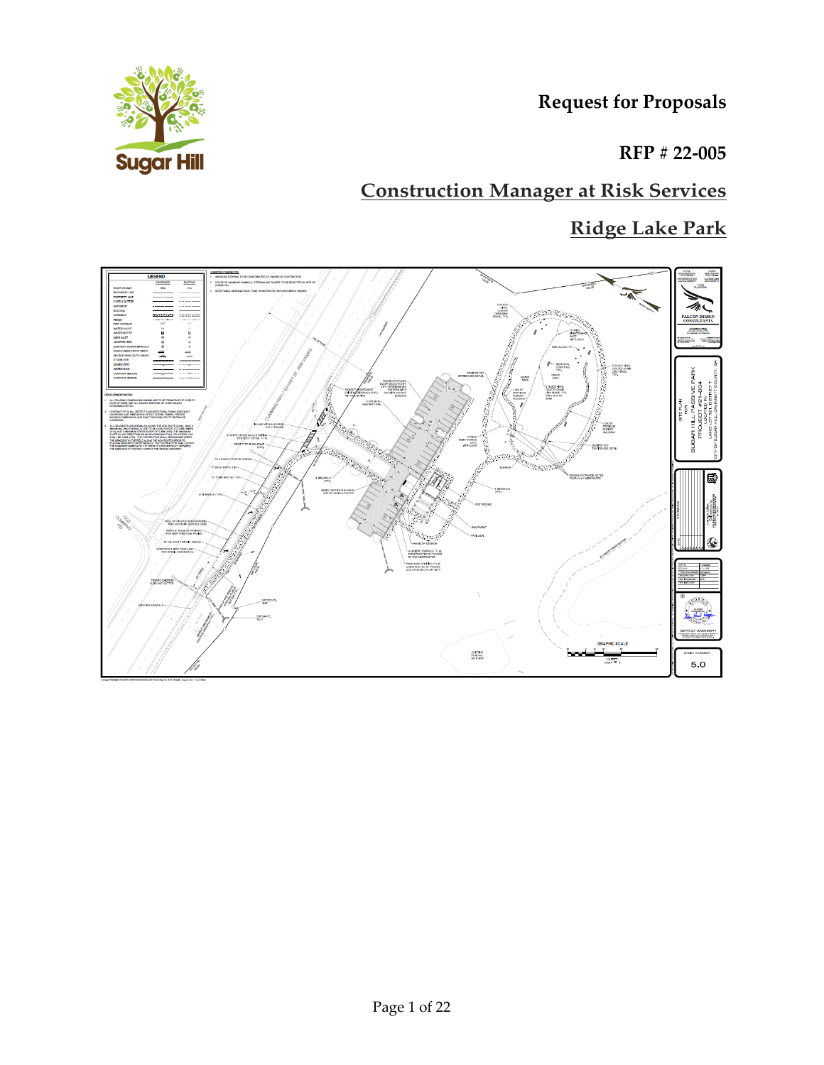# Request for Proposals

## RFP # 22-005

## Construction Manager at Risk Services

## Ridge Lake Park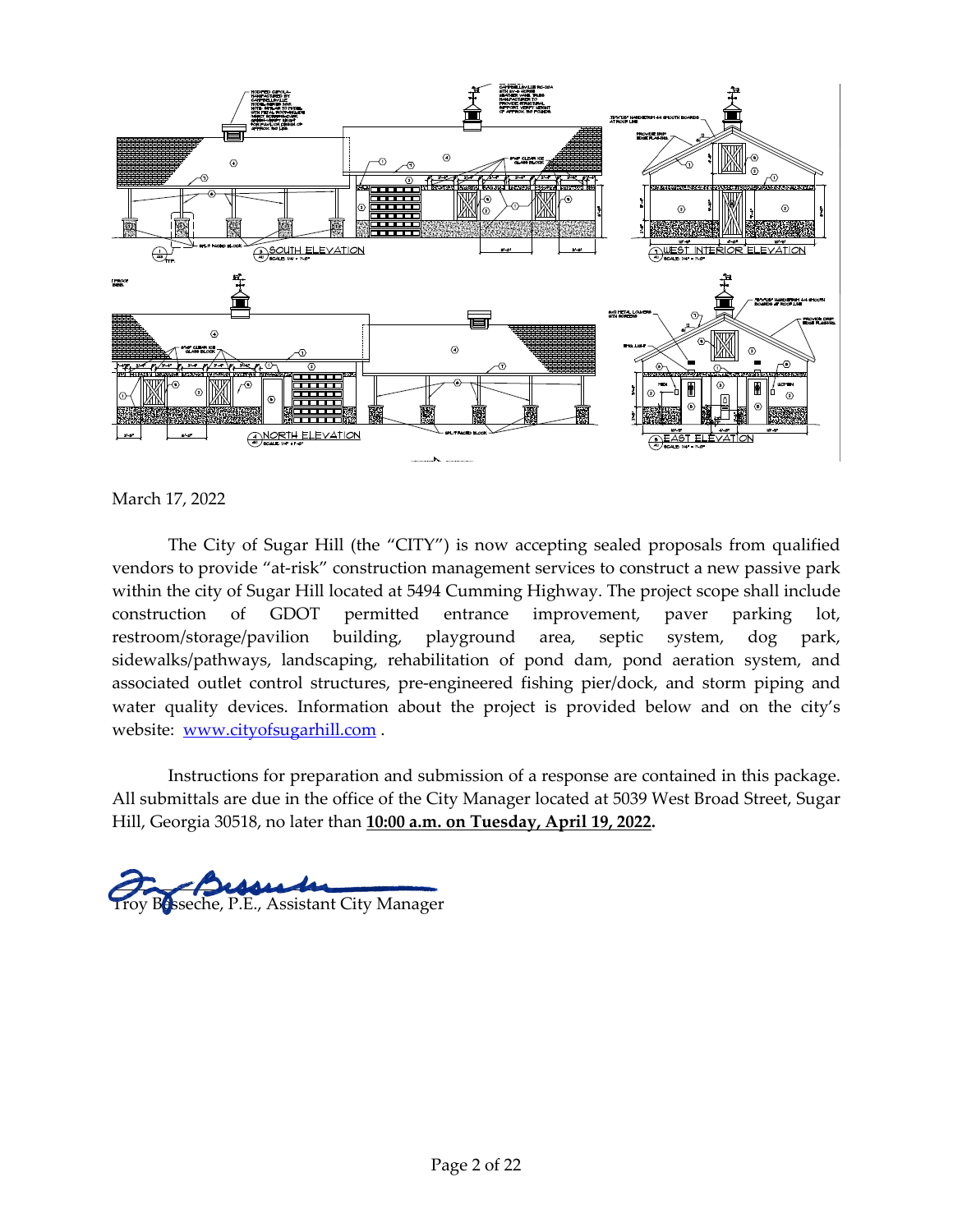March 17, 2022

The City of Sugar Hill (the "CITY") is now accepting sealed proposals from qualified vendors to provide "at-risk" construction management services to construct a new passive park within the city of Sugar Hill located at 5494 Cumming Highway. The project scope shall include construction of GDOT permitted entrance improvement, paver parking lot, restroom/storage/pavilion building, playground area, septic system, dog park, sidewalks/pathways, landscaping, rehabilitation of pond dam, pond aeration system, and associated outlet control structures, pre-engineered fishing pier/dock, and storm piping and water quality devices. Information about the project is provided below and on the city's website: [www.cityofsugarhill.com](http://www.cityofsugarhill.com) .

Instructions for preparation and submission of a response are contained in this package. All submittals are due in the office of the City Manager located at 5039 West Broad Street, Sugar Hill, Georgia 30518, no later than **10:00 a.m. on Tuesday, April 19, 2022.**

Troy Besseche, P.E., Assistant City Manager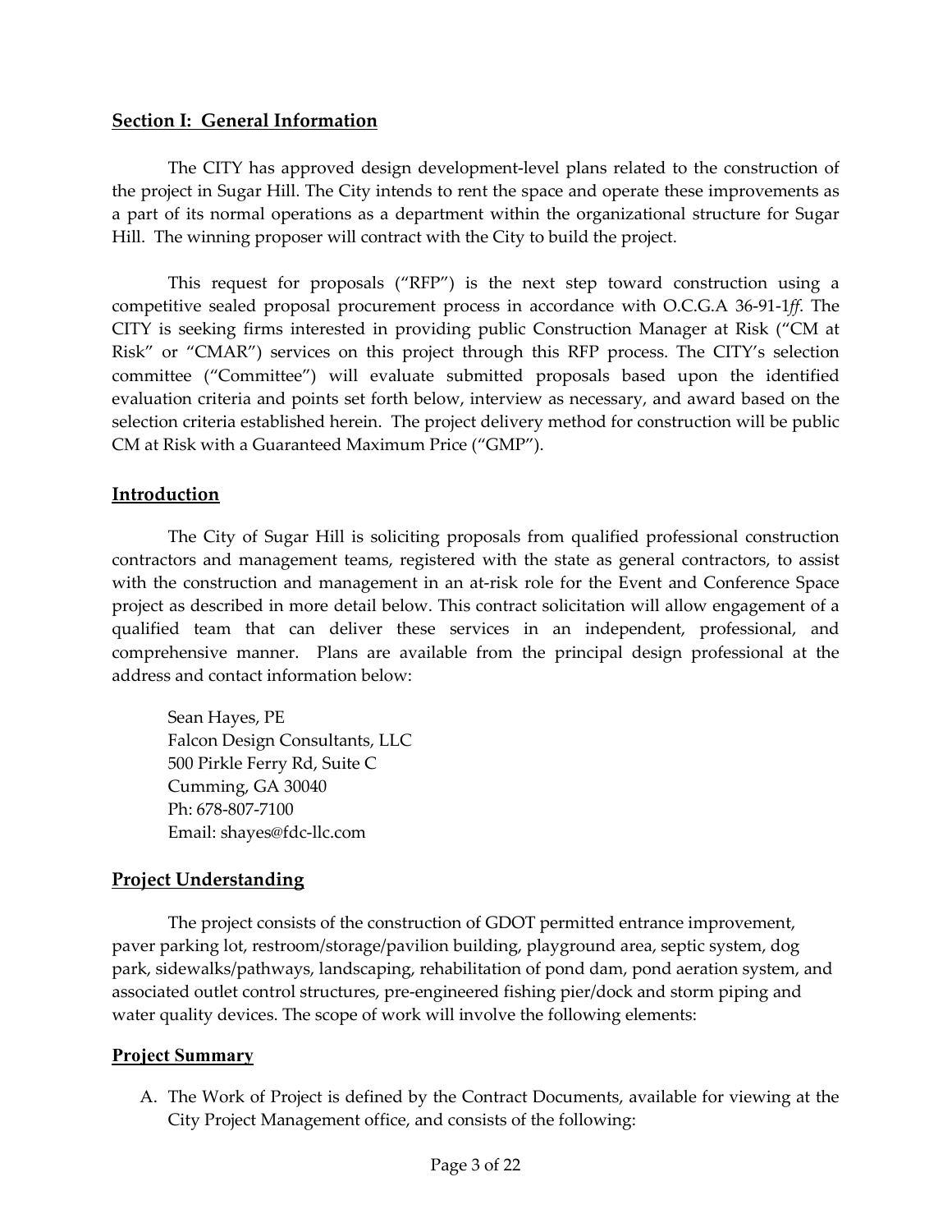## Section I: General Information

The CITY has approved design development-level plans related to the construction of the project in Sugar Hill. The City intends to rent the space and operate these improvements as a part of its normal operations as a department within the organizational structure for Sugar Hill. The winning proposer will contract with the City to build the project.

This request for proposals ("RFP") is the next step toward construction using a competitive sealed proposal procurement process in accordance with O.C.G.A 36-91-1*ff*. The CITY is seeking firms interested in providing public Construction Manager at Risk ("CM at Risk" or "CMAR") services on this project through this RFP process. The CITY's selection committee ("Committee") will evaluate submitted proposals based upon the identified evaluation criteria and points set forth below, interview as necessary, and award based on the selection criteria established herein. The project delivery method for construction will be public CM at Risk with a Guaranteed Maximum Price ("GMP").

## Introduction

The City of Sugar Hill is soliciting proposals from qualified professional construction contractors and management teams, registered with the state as general contractors, to assist with the construction and management in an at-risk role for the Event and Conference Space project as described in more detail below. This contract solicitation will allow engagement of a qualified team that can deliver these services in an independent, professional, and comprehensive manner. Plans are available from the principal design professional at the address and contact information below:

Sean Hayes, PE
Falcon Design Consultants, LLC
500 Pirkle Ferry Rd, Suite C
Cumming, GA 30040
Ph: 678-807-7100
Email: shayes@fdc-llc.com

## Project Understanding

The project consists of the construction of GDOT permitted entrance improvement, paver parking lot, restroom/storage/pavilion building, playground area, septic system, dog park, sidewalks/pathways, landscaping, rehabilitation of pond dam, pond aeration system, and associated outlet control structures, pre-engineered fishing pier/dock and storm piping and water quality devices. The scope of work will involve the following elements:

## Project Summary

A. The Work of Project is defined by the Contract Documents, available for viewing at the City Project Management office, and consists of the following: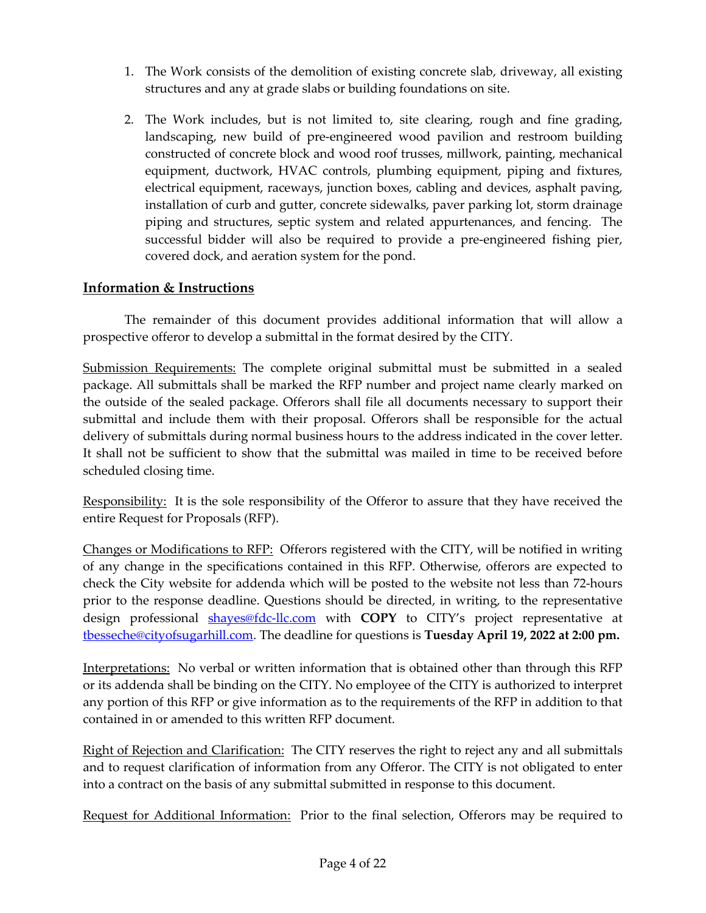1. The Work consists of the demolition of existing concrete slab, driveway, all existing structures and any at grade slabs or building foundations on site.

2. The Work includes, but is not limited to, site clearing, rough and fine grading, landscaping, new build of pre-engineered wood pavilion and restroom building constructed of concrete block and wood roof trusses, millwork, painting, mechanical equipment, ductwork, HVAC controls, plumbing equipment, piping and fixtures, electrical equipment, raceways, junction boxes, cabling and devices, asphalt paving, installation of curb and gutter, concrete sidewalks, paver parking lot, storm drainage piping and structures, septic system and related appurtenances, and fencing. The successful bidder will also be required to provide a pre-engineered fishing pier, covered dock, and aeration system for the pond.

## Information & Instructions

The remainder of this document provides additional information that will allow a prospective offeror to develop a submittal in the format desired by the CITY.

Submission Requirements: The complete original submittal must be submitted in a sealed package. All submittals shall be marked the RFP number and project name clearly marked on the outside of the sealed package. Offerors shall file all documents necessary to support their submittal and include them with their proposal. Offerors shall be responsible for the actual delivery of submittals during normal business hours to the address indicated in the cover letter. It shall not be sufficient to show that the submittal was mailed in time to be received before scheduled closing time.

Responsibility: It is the sole responsibility of the Offeror to assure that they have received the entire Request for Proposals (RFP).

Changes or Modifications to RFP: Offerors registered with the CITY, will be notified in writing of any change in the specifications contained in this RFP. Otherwise, offerors are expected to check the City website for addenda which will be posted to the website not less than 72-hours prior to the response deadline. Questions should be directed, in writing, to the representative design professional shayes@fdc-llc.com with **COPY** to CITY's project representative at tbesseche@cityofsugarhill.com. The deadline for questions is **Tuesday April 19, 2022 at 2:00 pm.**

Interpretations: No verbal or written information that is obtained other than through this RFP or its addenda shall be binding on the CITY. No employee of the CITY is authorized to interpret any portion of this RFP or give information as to the requirements of the RFP in addition to that contained in or amended to this written RFP document.

Right of Rejection and Clarification: The CITY reserves the right to reject any and all submittals and to request clarification of information from any Offeror. The CITY is not obligated to enter into a contract on the basis of any submittal submitted in response to this document.

Request for Additional Information: Prior to the final selection, Offerors may be required to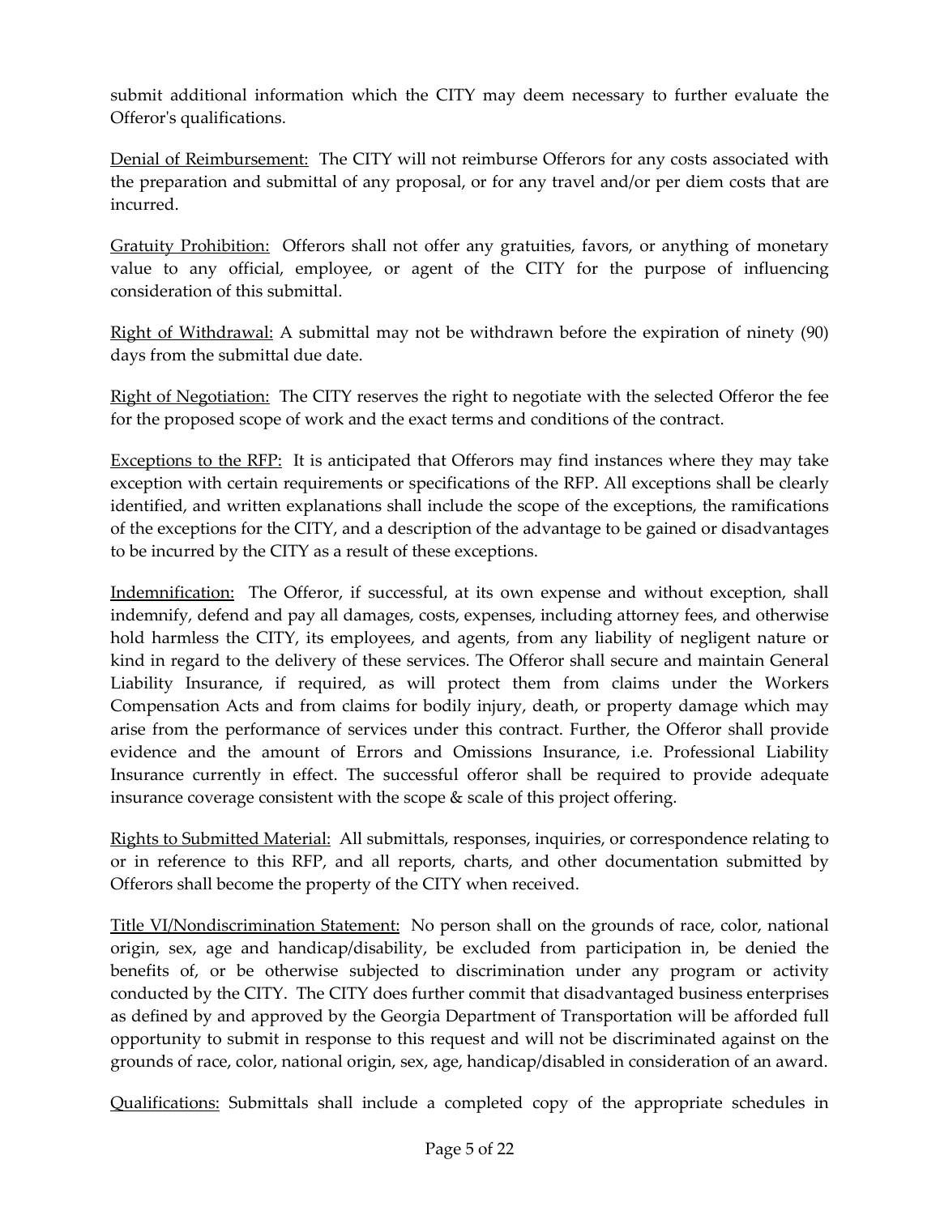submit additional information which the CITY may deem necessary to further evaluate the Offeror's qualifications.

<u>Denial of Reimbursement:</u> The CITY will not reimburse Offerors for any costs associated with the preparation and submittal of any proposal, or for any travel and/or per diem costs that are incurred.

<u>Gratuity Prohibition:</u> Offerors shall not offer any gratuities, favors, or anything of monetary value to any official, employee, or agent of the CITY for the purpose of influencing consideration of this submittal.

<u>Right of Withdrawal:</u> A submittal may not be withdrawn before the expiration of ninety (90) days from the submittal due date.

<u>Right of Negotiation:</u> The CITY reserves the right to negotiate with the selected Offeror the fee for the proposed scope of work and the exact terms and conditions of the contract.

<u>Exceptions to the RFP:</u> It is anticipated that Offerors may find instances where they may take exception with certain requirements or specifications of the RFP. All exceptions shall be clearly identified, and written explanations shall include the scope of the exceptions, the ramifications of the exceptions for the CITY, and a description of the advantage to be gained or disadvantages to be incurred by the CITY as a result of these exceptions.

<u>Indemnification:</u> The Offeror, if successful, at its own expense and without exception, shall indemnify, defend and pay all damages, costs, expenses, including attorney fees, and otherwise hold harmless the CITY, its employees, and agents, from any liability of negligent nature or kind in regard to the delivery of these services. The Offeror shall secure and maintain General Liability Insurance, if required, as will protect them from claims under the Workers Compensation Acts and from claims for bodily injury, death, or property damage which may arise from the performance of services under this contract. Further, the Offeror shall provide evidence and the amount of Errors and Omissions Insurance, i.e. Professional Liability Insurance currently in effect. The successful offeror shall be required to provide adequate insurance coverage consistent with the scope & scale of this project offering.

<u>Rights to Submitted Material:</u> All submittals, responses, inquiries, or correspondence relating to or in reference to this RFP, and all reports, charts, and other documentation submitted by Offerors shall become the property of the CITY when received.

<u>Title VI/Nondiscrimination Statement:</u> No person shall on the grounds of race, color, national origin, sex, age and handicap/disability, be excluded from participation in, be denied the benefits of, or be otherwise subjected to discrimination under any program or activity conducted by the CITY. The CITY does further commit that disadvantaged business enterprises as defined by and approved by the Georgia Department of Transportation will be afforded full opportunity to submit in response to this request and will not be discriminated against on the grounds of race, color, national origin, sex, age, handicap/disabled in consideration of an award.

<u>Qualifications:</u> Submittals shall include a completed copy of the appropriate schedules in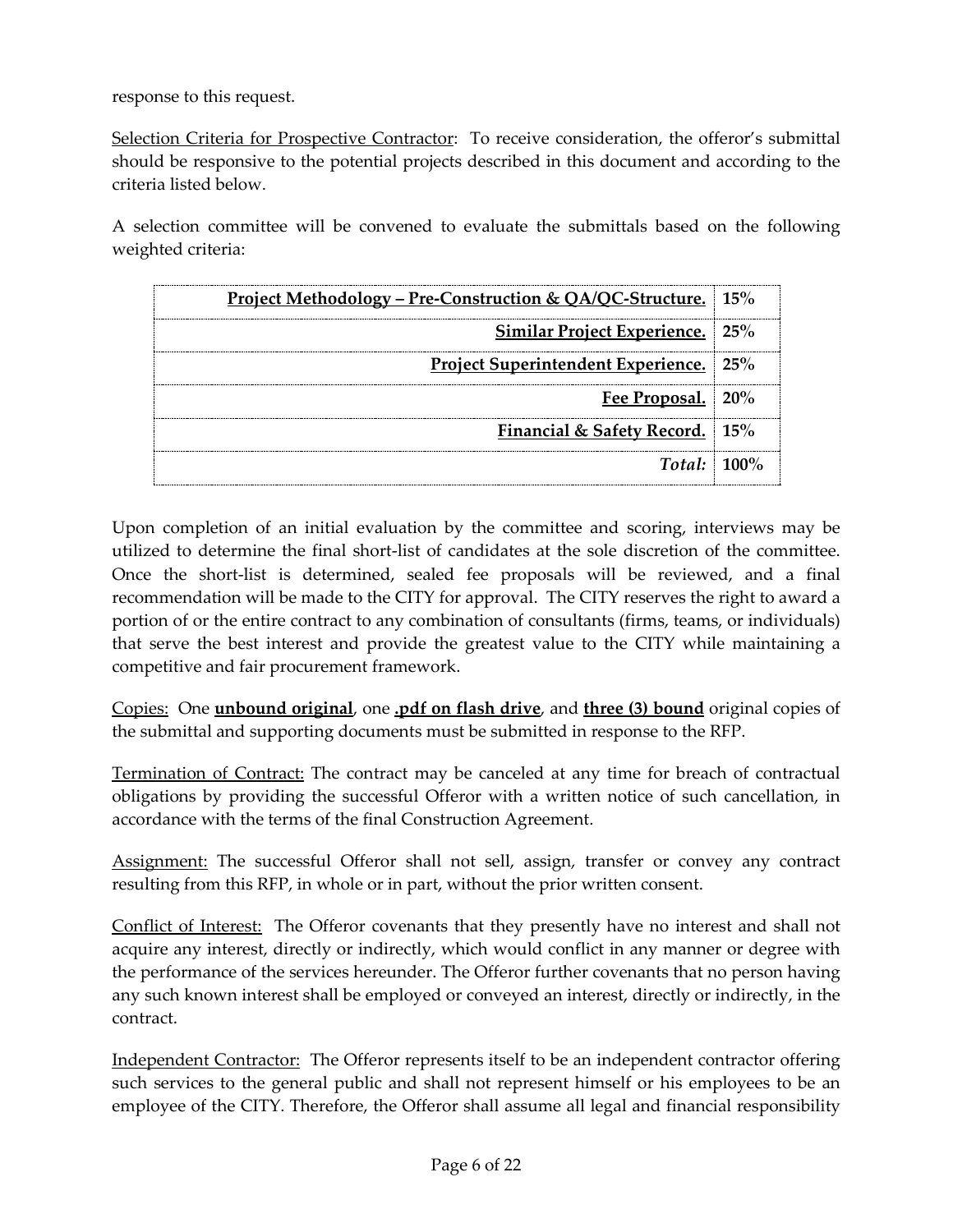response to this request.

<u>Selection Criteria for Prospective Contractor</u>: To receive consideration, the offeror's submittal should be responsive to the potential projects described in this document and according to the criteria listed below.

A selection committee will be convened to evaluate the submittals based on the following weighted criteria:

| Criteria | Weight |
|---|---|
| **<u>Project Methodology – Pre-Construction & QA/QC-Structure.</u>** | **15%** |
| **<u>Similar Project Experience.</u>** | **25%** |
| **<u>Project Superintendent Experience.</u>** | **25%** |
| **<u>Fee Proposal.</u>** | **20%** |
| **<u>Financial & Safety Record.</u>** | **15%** |
| *Total:* | **100%** |

Upon completion of an initial evaluation by the committee and scoring, interviews may be utilized to determine the final short-list of candidates at the sole discretion of the committee. Once the short-list is determined, sealed fee proposals will be reviewed, and a final recommendation will be made to the CITY for approval. The CITY reserves the right to award a portion of or the entire contract to any combination of consultants (firms, teams, or individuals) that serve the best interest and provide the greatest value to the CITY while maintaining a competitive and fair procurement framework.

<u>Copies:</u> One **<u>unbound original</u>**, one **<u>.pdf on flash drive</u>**, and **<u>three (3) bound</u>** original copies of the submittal and supporting documents must be submitted in response to the RFP.

<u>Termination of Contract:</u> The contract may be canceled at any time for breach of contractual obligations by providing the successful Offeror with a written notice of such cancellation, in accordance with the terms of the final Construction Agreement.

<u>Assignment:</u> The successful Offeror shall not sell, assign, transfer or convey any contract resulting from this RFP, in whole or in part, without the prior written consent.

<u>Conflict of Interest:</u> The Offeror covenants that they presently have no interest and shall not acquire any interest, directly or indirectly, which would conflict in any manner or degree with the performance of the services hereunder. The Offeror further covenants that no person having any such known interest shall be employed or conveyed an interest, directly or indirectly, in the contract.

<u>Independent Contractor:</u> The Offeror represents itself to be an independent contractor offering such services to the general public and shall not represent himself or his employees to be an employee of the CITY. Therefore, the Offeror shall assume all legal and financial responsibility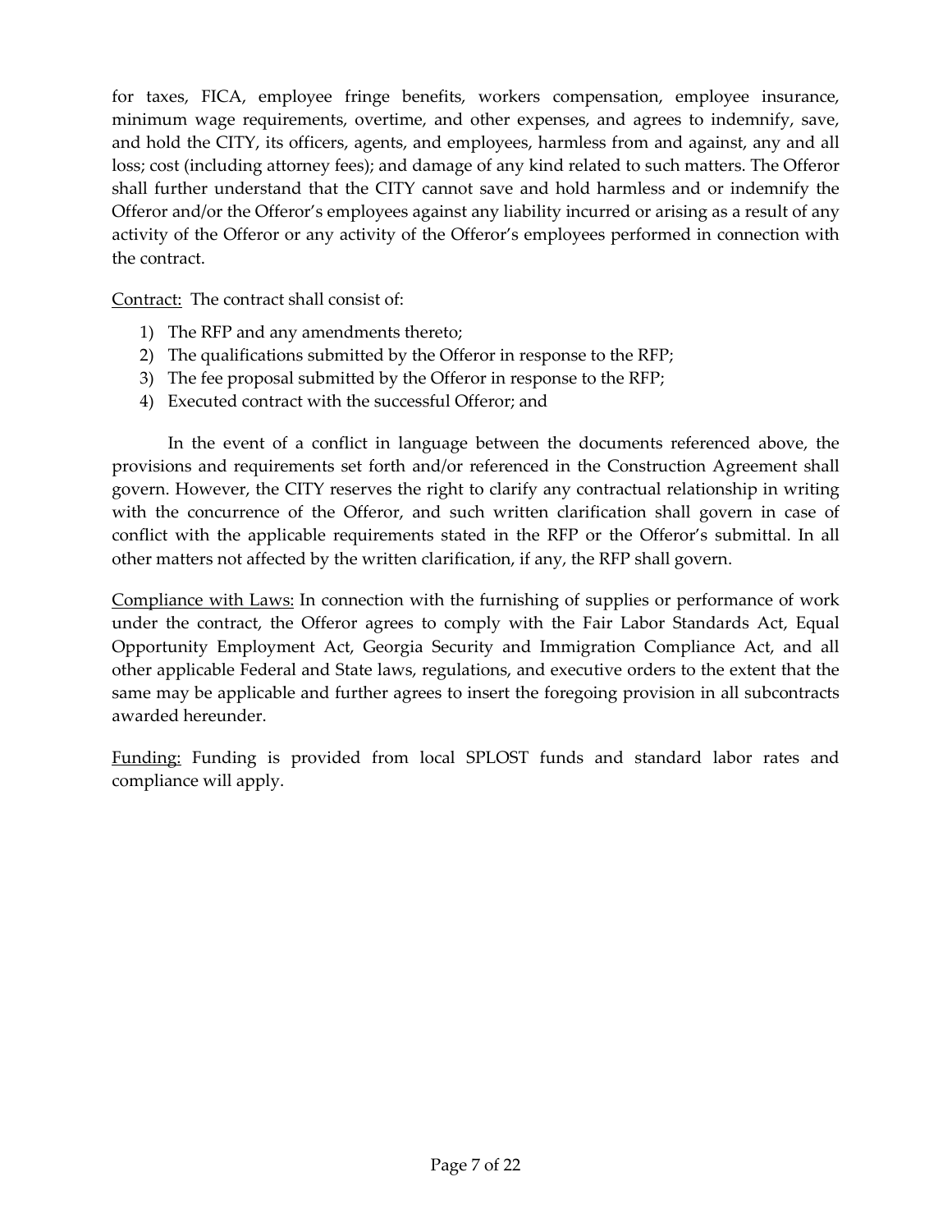for taxes, FICA, employee fringe benefits, workers compensation, employee insurance, minimum wage requirements, overtime, and other expenses, and agrees to indemnify, save, and hold the CITY, its officers, agents, and employees, harmless from and against, any and all loss; cost (including attorney fees); and damage of any kind related to such matters. The Offeror shall further understand that the CITY cannot save and hold harmless and or indemnify the Offeror and/or the Offeror's employees against any liability incurred or arising as a result of any activity of the Offeror or any activity of the Offeror's employees performed in connection with the contract.

<u>Contract:</u> The contract shall consist of:

1) The RFP and any amendments thereto;
2) The qualifications submitted by the Offeror in response to the RFP;
3) The fee proposal submitted by the Offeror in response to the RFP;
4) Executed contract with the successful Offeror; and

In the event of a conflict in language between the documents referenced above, the provisions and requirements set forth and/or referenced in the Construction Agreement shall govern. However, the CITY reserves the right to clarify any contractual relationship in writing with the concurrence of the Offeror, and such written clarification shall govern in case of conflict with the applicable requirements stated in the RFP or the Offeror's submittal. In all other matters not affected by the written clarification, if any, the RFP shall govern.

<u>Compliance with Laws:</u> In connection with the furnishing of supplies or performance of work under the contract, the Offeror agrees to comply with the Fair Labor Standards Act, Equal Opportunity Employment Act, Georgia Security and Immigration Compliance Act, and all other applicable Federal and State laws, regulations, and executive orders to the extent that the same may be applicable and further agrees to insert the foregoing provision in all subcontracts awarded hereunder.

<u>Funding:</u> Funding is provided from local SPLOST funds and standard labor rates and compliance will apply.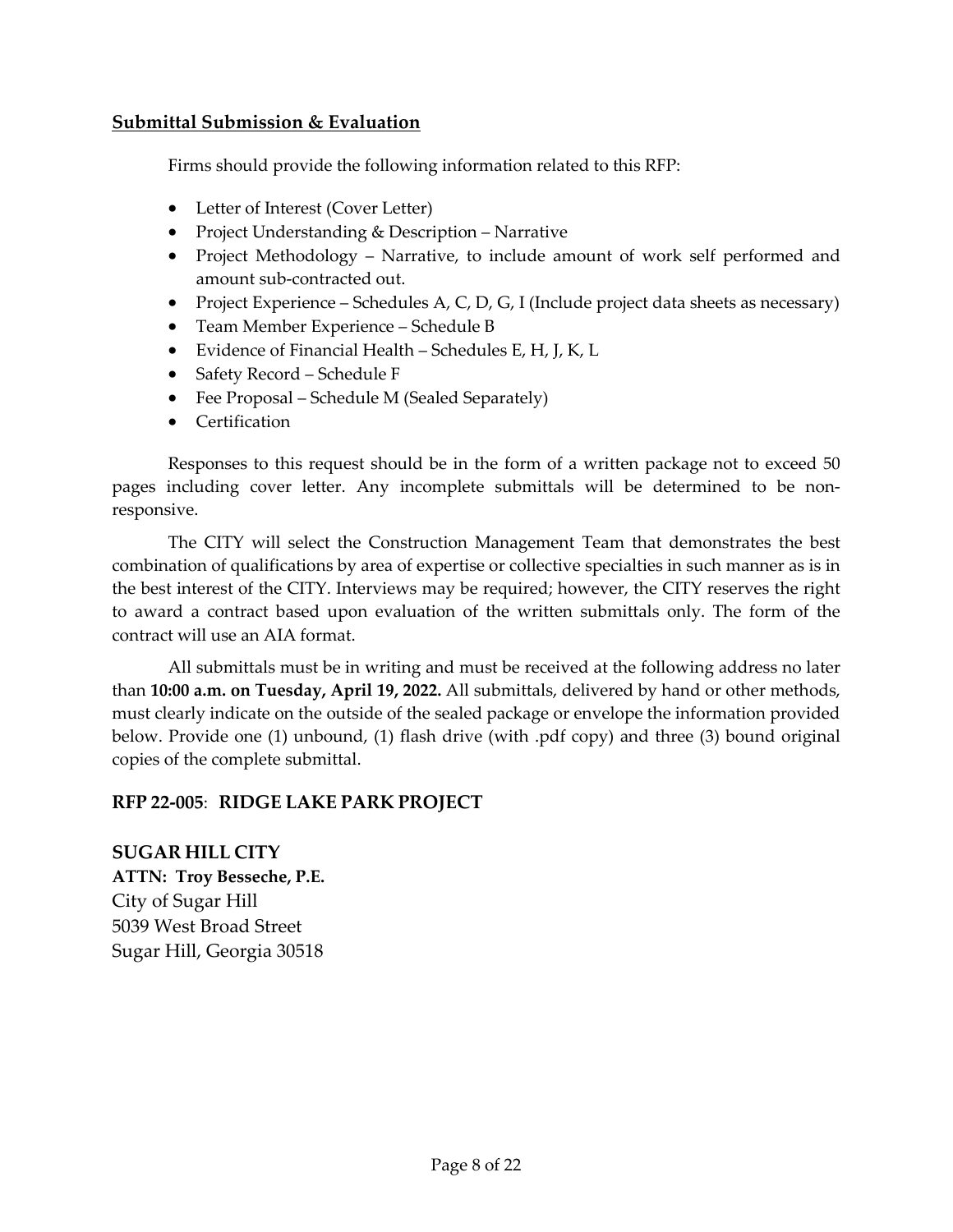## **Submittal Submission & Evaluation**

Firms should provide the following information related to this RFP:

- Letter of Interest (Cover Letter)
- Project Understanding & Description – Narrative
- Project Methodology – Narrative, to include amount of work self performed and amount sub-contracted out.
- Project Experience – Schedules A, C, D, G, I (Include project data sheets as necessary)
- Team Member Experience – Schedule B
- Evidence of Financial Health – Schedules E, H, J, K, L
- Safety Record – Schedule F
- Fee Proposal – Schedule M (Sealed Separately)
- Certification

Responses to this request should be in the form of a written package not to exceed 50 pages including cover letter. Any incomplete submittals will be determined to be non-responsive.

The CITY will select the Construction Management Team that demonstrates the best combination of qualifications by area of expertise or collective specialties in such manner as is in the best interest of the CITY. Interviews may be required; however, the CITY reserves the right to award a contract based upon evaluation of the written submittals only. The form of the contract will use an AIA format.

All submittals must be in writing and must be received at the following address no later than **10:00 a.m. on Tuesday, April 19, 2022.** All submittals, delivered by hand or other methods, must clearly indicate on the outside of the sealed package or envelope the information provided below. Provide one (1) unbound, (1) flash drive (with .pdf copy) and three (3) bound original copies of the complete submittal.

**RFP 22-005**: **RIDGE LAKE PARK PROJECT**

**SUGAR HILL CITY**
**ATTN: Troy Besseche, P.E.**
City of Sugar Hill
5039 West Broad Street
Sugar Hill, Georgia 30518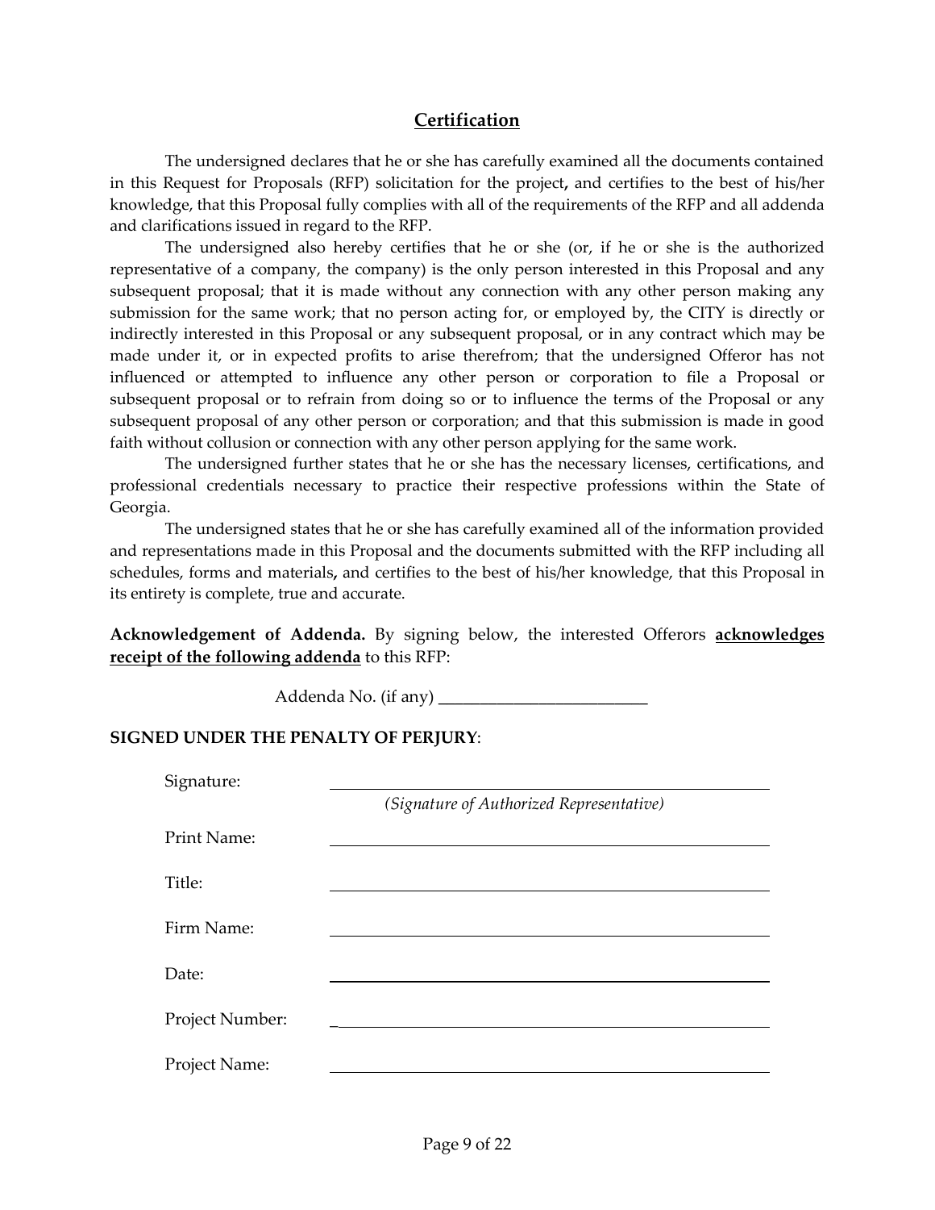## Certification

The undersigned declares that he or she has carefully examined all the documents contained in this Request for Proposals (RFP) solicitation for the project**,** and certifies to the best of his/her knowledge, that this Proposal fully complies with all of the requirements of the RFP and all addenda and clarifications issued in regard to the RFP.

The undersigned also hereby certifies that he or she (or, if he or she is the authorized representative of a company, the company) is the only person interested in this Proposal and any subsequent proposal; that it is made without any connection with any other person making any submission for the same work; that no person acting for, or employed by, the CITY is directly or indirectly interested in this Proposal or any subsequent proposal, or in any contract which may be made under it, or in expected profits to arise therefrom; that the undersigned Offeror has not influenced or attempted to influence any other person or corporation to file a Proposal or subsequent proposal or to refrain from doing so or to influence the terms of the Proposal or any subsequent proposal of any other person or corporation; and that this submission is made in good faith without collusion or connection with any other person applying for the same work.

The undersigned further states that he or she has the necessary licenses, certifications, and professional credentials necessary to practice their respective professions within the State of Georgia.

The undersigned states that he or she has carefully examined all of the information provided and representations made in this Proposal and the documents submitted with the RFP including all schedules, forms and materials**,** and certifies to the best of his/her knowledge, that this Proposal in its entirety is complete, true and accurate.

**Acknowledgement of Addenda.** By signing below, the interested Offerors **acknowledges receipt of the following addenda** to this RFP:

Addenda No. (if any) _________________________

**SIGNED UNDER THE PENALTY OF PERJURY**:

Signature: ______________________________________________
*(Signature of Authorized Representative)*

Print Name: ______________________________________________

Title: ______________________________________________

Firm Name: ______________________________________________

Date: ______________________________________________

Project Number: ______________________________________________

Project Name: ______________________________________________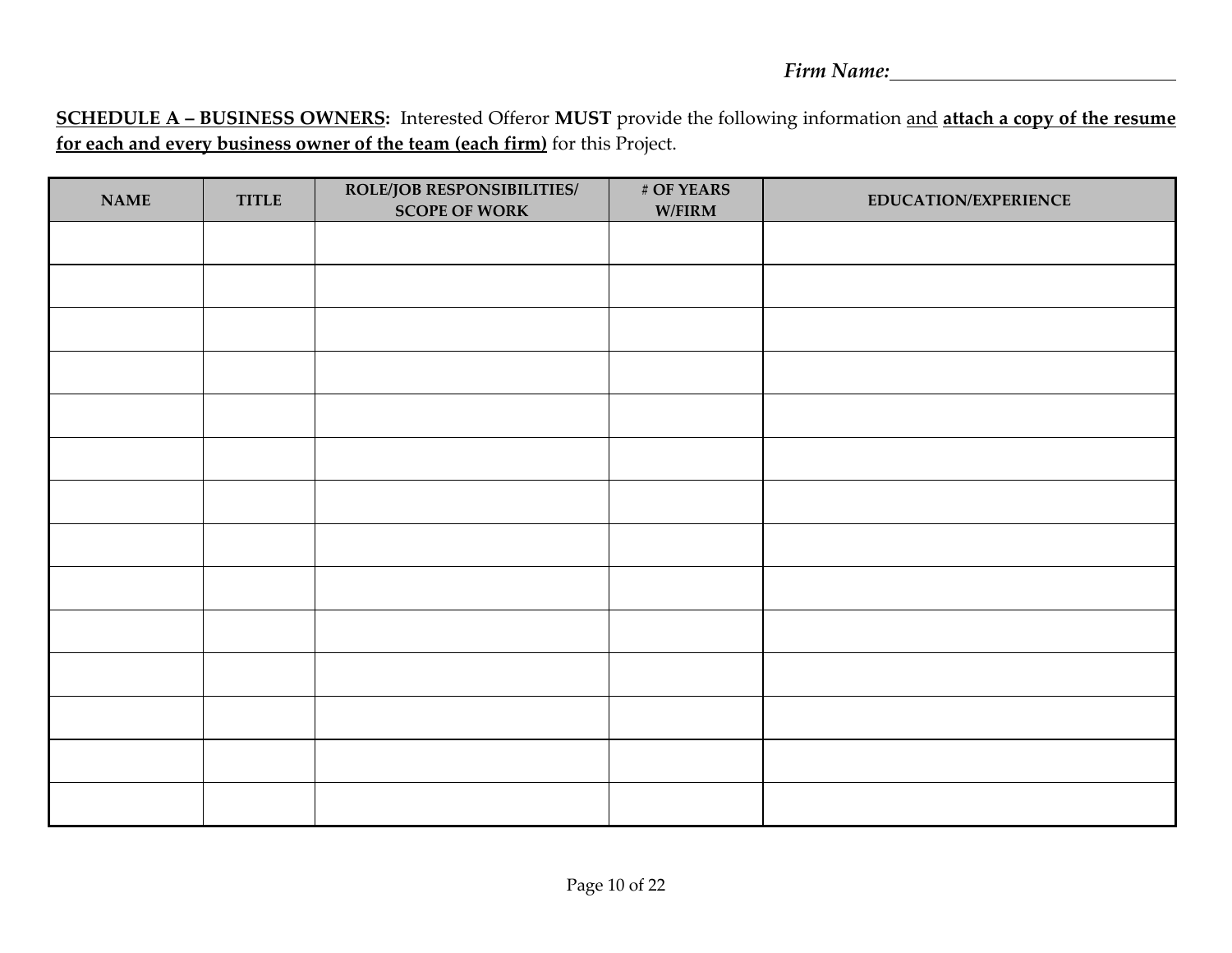*Firm Name:*______________________________

**SCHEDULE A – BUSINESS OWNERS:** Interested Offeror **MUST** provide the following information and **attach a copy of the resume for each and every business owner of the team (each firm)** for this Project.

| NAME | TITLE | ROLE/JOB RESPONSIBILITIES/ SCOPE OF WORK | # OF YEARS W/FIRM | EDUCATION/EXPERIENCE |
|---|---|---|---|---|
| | | | | |
| | | | | |
| | | | | |
| | | | | |
| | | | | |
| | | | | |
| | | | | |
| | | | | |
| | | | | |
| | | | | |
| | | | | |
| | | | | |
| | | | | |
| | | | | |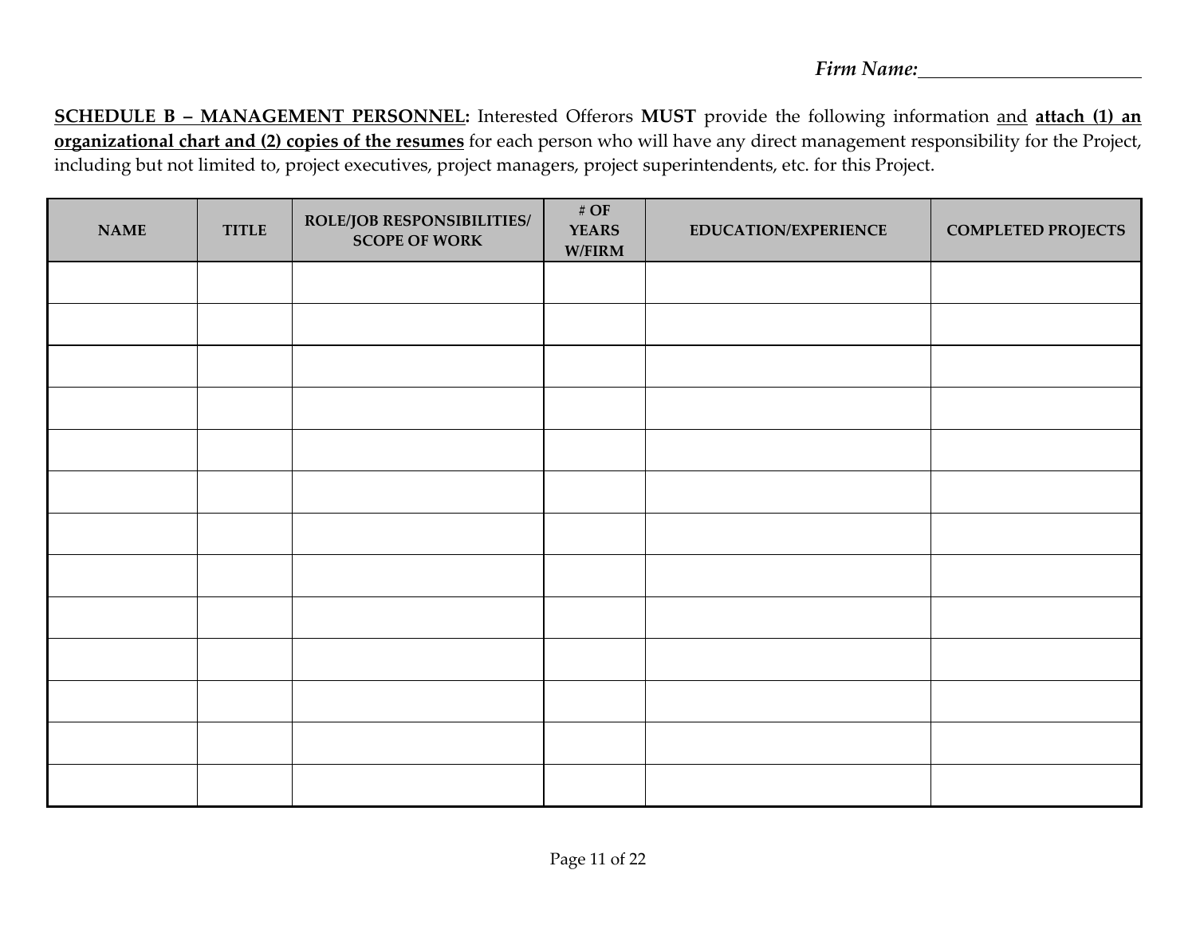*Firm Name:*\_\_\_\_\_\_\_\_\_\_\_\_\_\_\_\_\_\_\_\_\_\_\_\_

**SCHEDULE B – MANAGEMENT PERSONNEL:** Interested Offerors **MUST** provide the following information and **attach (1) an organizational chart and (2) copies of the resumes** for each person who will have any direct management responsibility for the Project, including but not limited to, project executives, project managers, project superintendents, etc. for this Project.

| NAME | TITLE | ROLE/JOB RESPONSIBILITIES/ SCOPE OF WORK | # OF YEARS W/FIRM | EDUCATION/EXPERIENCE | COMPLETED PROJECTS |
|---|---|---|---|---|---|
| | | | | | |
| | | | | | |
| | | | | | |
| | | | | | |
| | | | | | |
| | | | | | |
| | | | | | |
| | | | | | |
| | | | | | |
| | | | | | |
| | | | | | |
| | | | | | |
| | | | | | |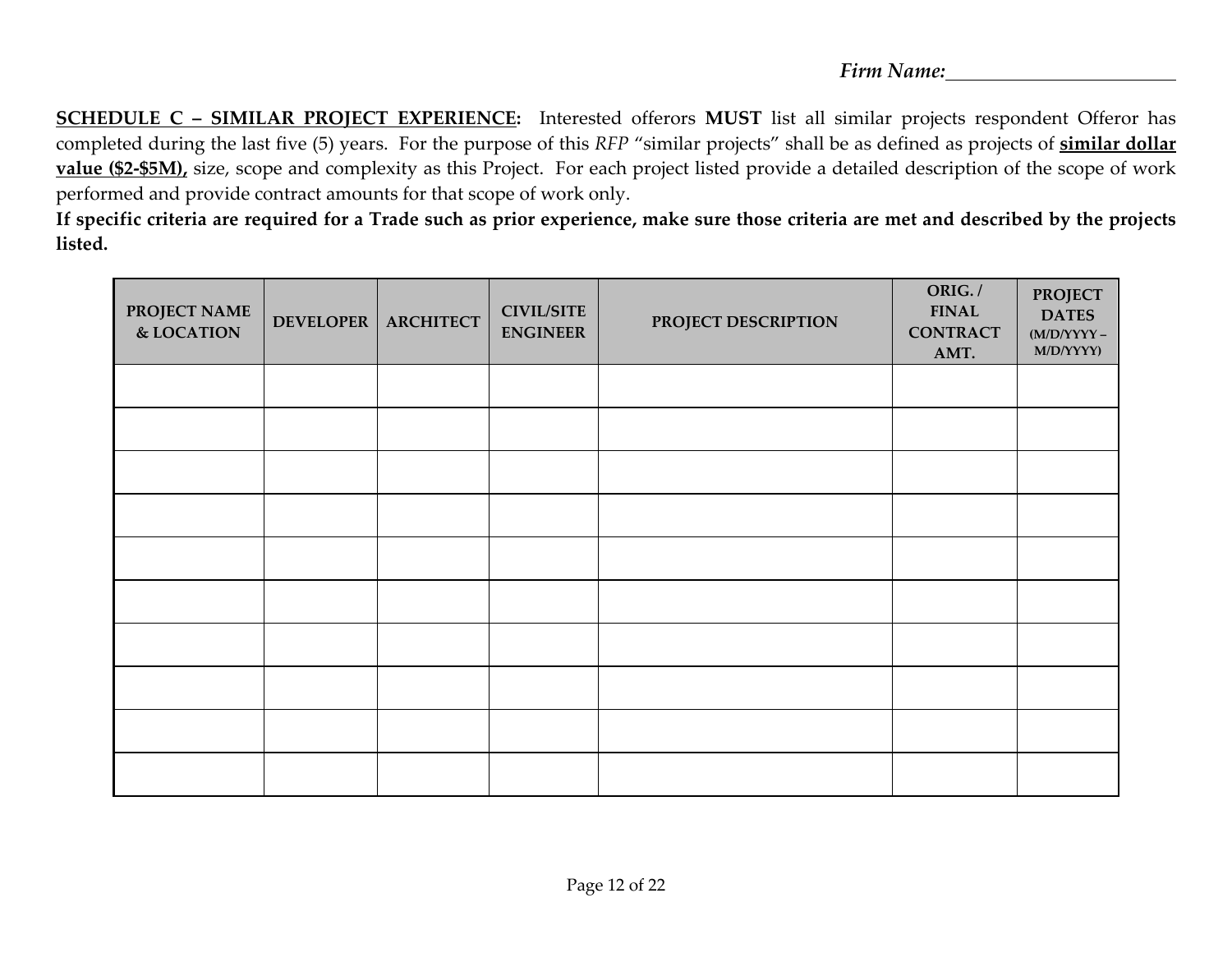*Firm Name:*\_\_\_\_\_\_\_\_\_\_\_\_\_\_\_\_\_\_\_\_\_\_\_

**<u>SCHEDULE C – SIMILAR PROJECT EXPERIENCE</u>:** Interested offerors **MUST** list all similar projects respondent Offeror has completed during the last five (5) years. For the purpose of this *RFP* "similar projects" shall be as defined as projects of **<u>similar dollar value ($2-$5M),</u>** size, scope and complexity as this Project. For each project listed provide a detailed description of the scope of work performed and provide contract amounts for that scope of work only.

**If specific criteria are required for a Trade such as prior experience, make sure those criteria are met and described by the projects listed.**

| PROJECT NAME & LOCATION | DEVELOPER | ARCHITECT | CIVIL/SITE ENGINEER | PROJECT DESCRIPTION | ORIG. / FINAL CONTRACT AMT. | PROJECT DATES (M/D/YYYY – M/D/YYYY) |
|---|---|---|---|---|---|---|
| | | | | | | |
| | | | | | | |
| | | | | | | |
| | | | | | | |
| | | | | | | |
| | | | | | | |
| | | | | | | |
| | | | | | | |
| | | | | | | |
| | | | | | | |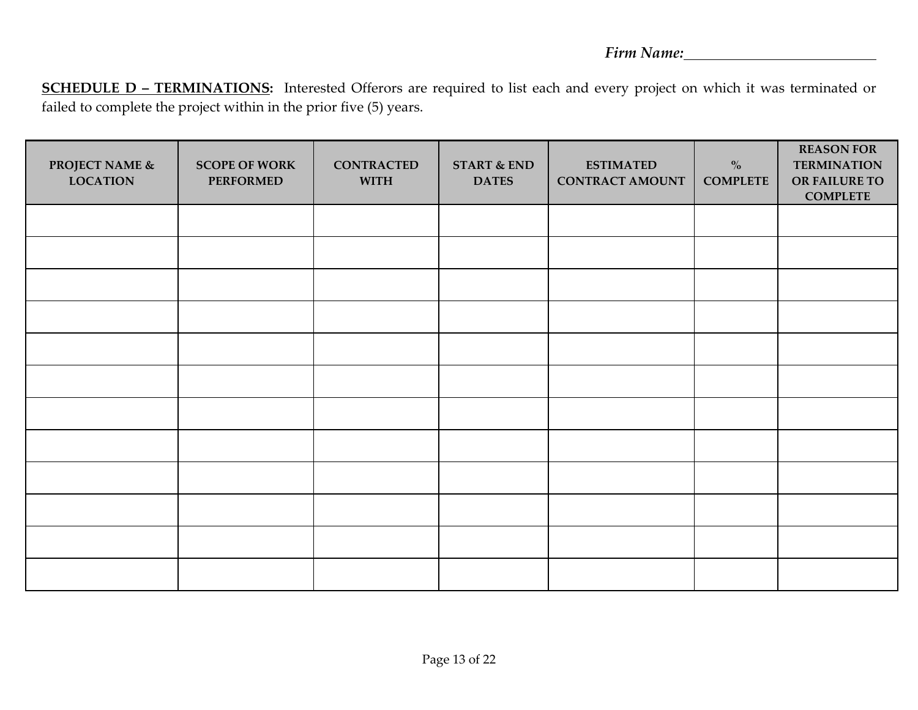*Firm Name:*\_\_\_\_\_\_\_\_\_\_\_\_\_\_\_\_\_\_\_\_\_\_\_\_\_\_

**SCHEDULE D – TERMINATIONS:** Interested Offerors are required to list each and every project on which it was terminated or failed to complete the project within in the prior five (5) years.

| PROJECT NAME & LOCATION | SCOPE OF WORK PERFORMED | CONTRACTED WITH | START & END DATES | ESTIMATED CONTRACT AMOUNT | % COMPLETE | REASON FOR TERMINATION OR FAILURE TO COMPLETE |
|---|---|---|---|---|---|---|
| | | | | | | |
| | | | | | | |
| | | | | | | |
| | | | | | | |
| | | | | | | |
| | | | | | | |
| | | | | | | |
| | | | | | | |
| | | | | | | |
| | | | | | | |
| | | | | | | |
| | | | | | | |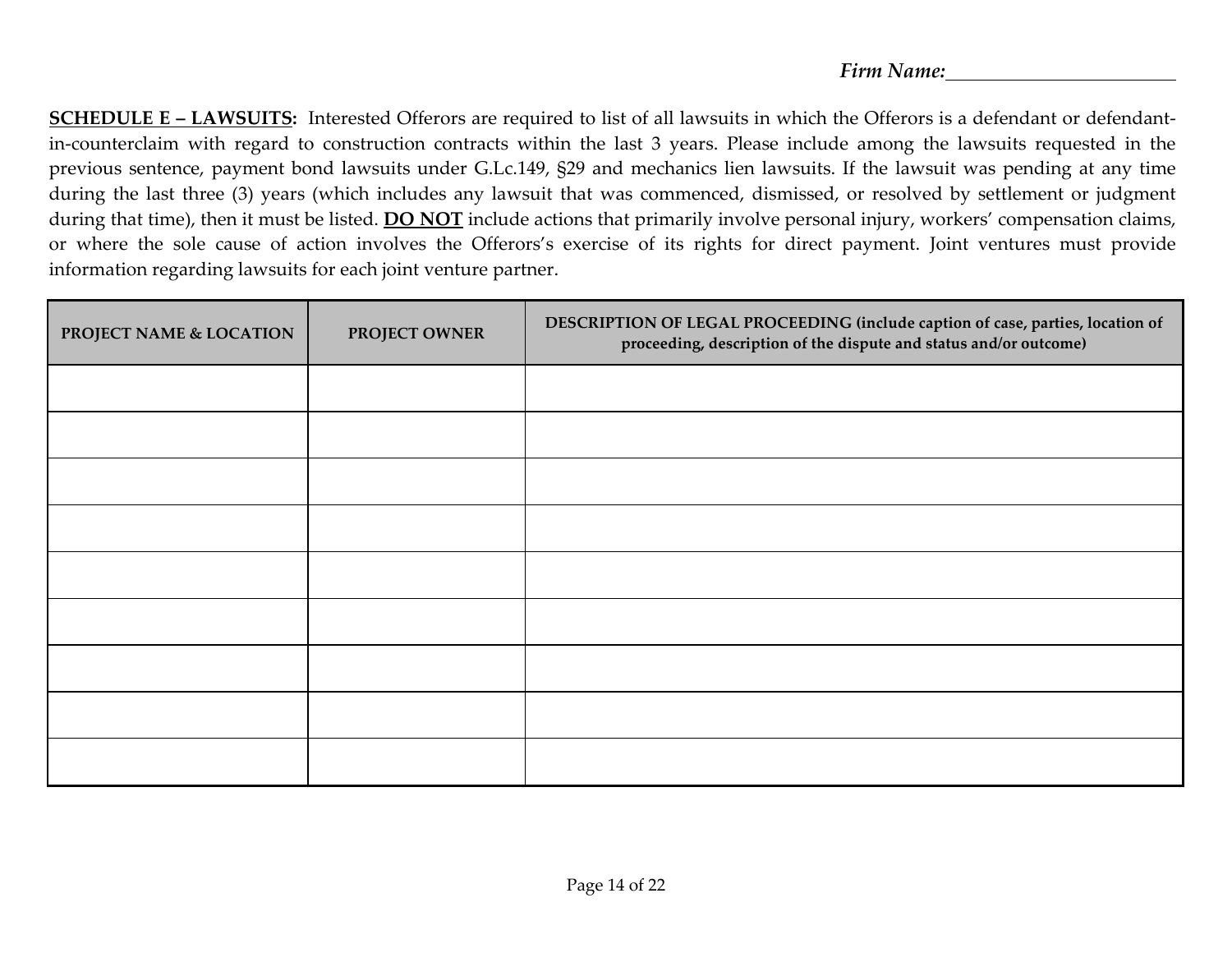*Firm Name:*\_\_\_\_\_\_\_\_\_\_\_\_\_\_\_\_\_\_\_\_\_\_\_

**SCHEDULE E – LAWSUITS:** Interested Offerors are required to list of all lawsuits in which the Offerors is a defendant or defendant-in-counterclaim with regard to construction contracts within the last 3 years. Please include among the lawsuits requested in the previous sentence, payment bond lawsuits under G.Lc.149, §29 and mechanics lien lawsuits. If the lawsuit was pending at any time during the last three (3) years (which includes any lawsuit that was commenced, dismissed, or resolved by settlement or judgment during that time), then it must be listed. **DO NOT** include actions that primarily involve personal injury, workers' compensation claims, or where the sole cause of action involves the Offerors's exercise of its rights for direct payment. Joint ventures must provide information regarding lawsuits for each joint venture partner.

| PROJECT NAME & LOCATION | PROJECT OWNER | DESCRIPTION OF LEGAL PROCEEDING (include caption of case, parties, location of proceeding, description of the dispute and status and/or outcome) |
|---|---|---|
| | | |
| | | |
| | | |
| | | |
| | | |
| | | |
| | | |
| | | |
| | | |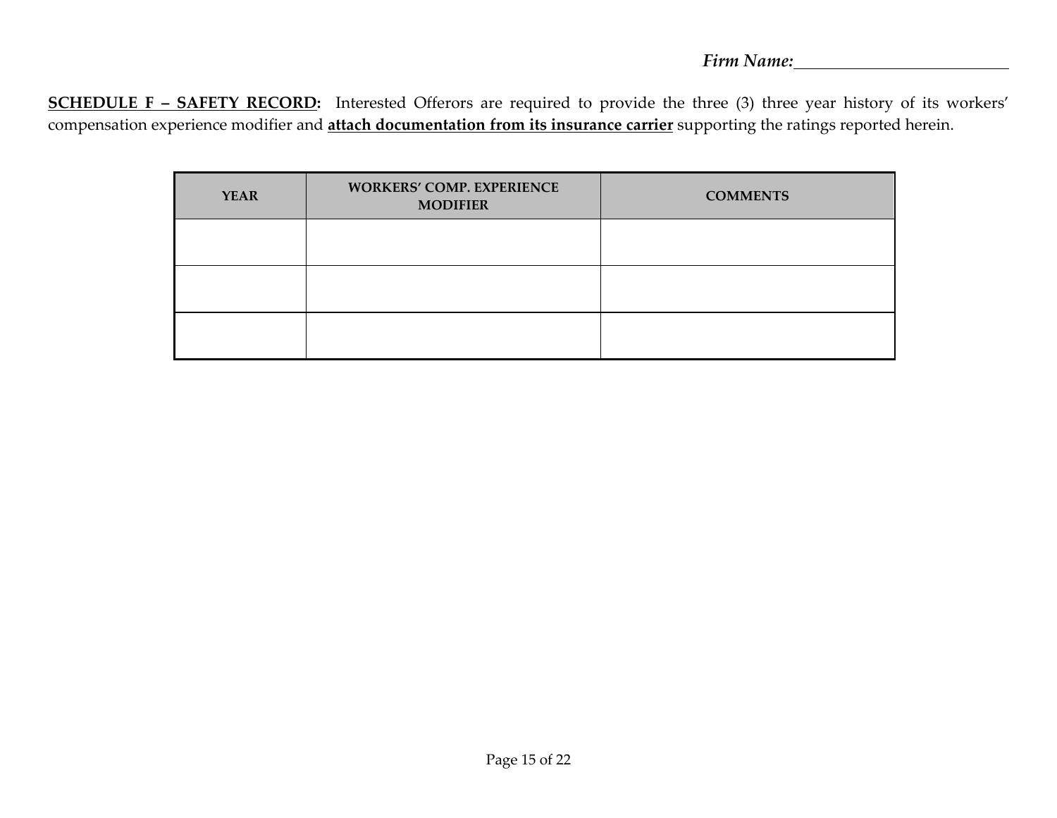*Firm Name:*\_\_\_\_\_\_\_\_\_\_\_\_\_\_\_\_\_\_\_\_\_\_\_\_\_

**SCHEDULE F – SAFETY RECORD:** Interested Offerors are required to provide the three (3) three year history of its workers' compensation experience modifier and **attach documentation from its insurance carrier** supporting the ratings reported herein.

| YEAR | WORKERS' COMP. EXPERIENCE MODIFIER | COMMENTS |
|---|---|---|
| | | |
| | | |
| | | |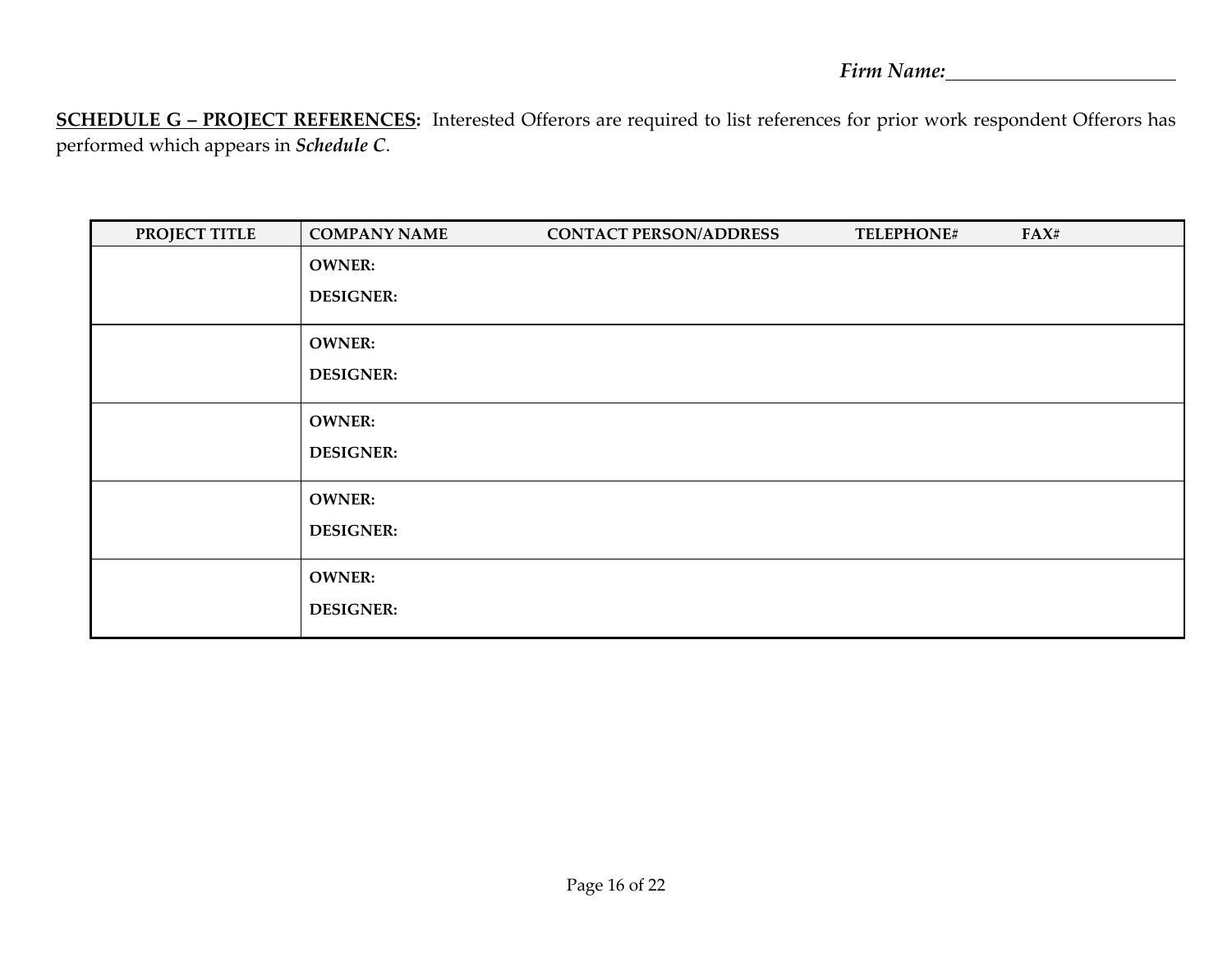*Firm Name:*\_\_\_\_\_\_\_\_\_\_\_\_\_\_\_\_\_\_\_\_\_\_\_\_

**SCHEDULE G – PROJECT REFERENCES:** Interested Offerors are required to list references for prior work respondent Offerors has performed which appears in ***Schedule C***.

| PROJECT TITLE | COMPANY NAME | CONTACT PERSON/ADDRESS | TELEPHONE# | FAX# |
|---|---|---|---|---|
| | **OWNER:** | | | |
| | **DESIGNER:** | | | |
| | **OWNER:** | | | |
| | **DESIGNER:** | | | |
| | **OWNER:** | | | |
| | **DESIGNER:** | | | |
| | **OWNER:** | | | |
| | **DESIGNER:** | | | |
| | **OWNER:** | | | |
| | **DESIGNER:** | | | |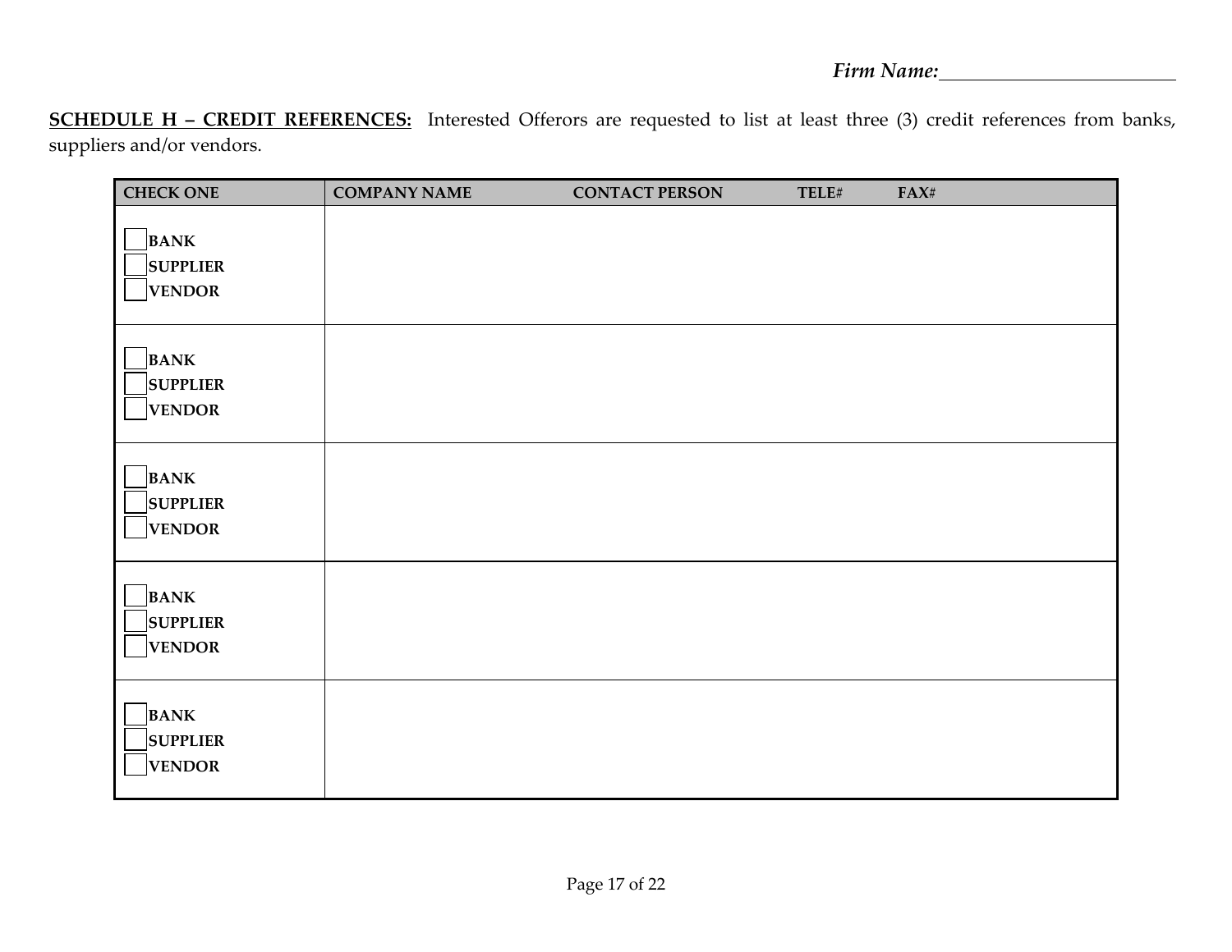*Firm Name:*\_\_\_\_\_\_\_\_\_\_\_\_\_\_\_\_\_\_\_\_\_\_\_\_

**SCHEDULE H – CREDIT REFERENCES:** Interested Offerors are requested to list at least three (3) credit references from banks, suppliers and/or vendors.

| CHECK ONE | COMPANY NAME | CONTACT PERSON | TELE# | FAX# |
|---|---|---|---|---|
| ☐ BANK<br>☐ SUPPLIER<br>☐ VENDOR | | | | |
| ☐ BANK<br>☐ SUPPLIER<br>☐ VENDOR | | | | |
| ☐ BANK<br>☐ SUPPLIER<br>☐ VENDOR | | | | |
| ☐ BANK<br>☐ SUPPLIER<br>☐ VENDOR | | | | |
| ☐ BANK<br>☐ SUPPLIER<br>☐ VENDOR | | | | |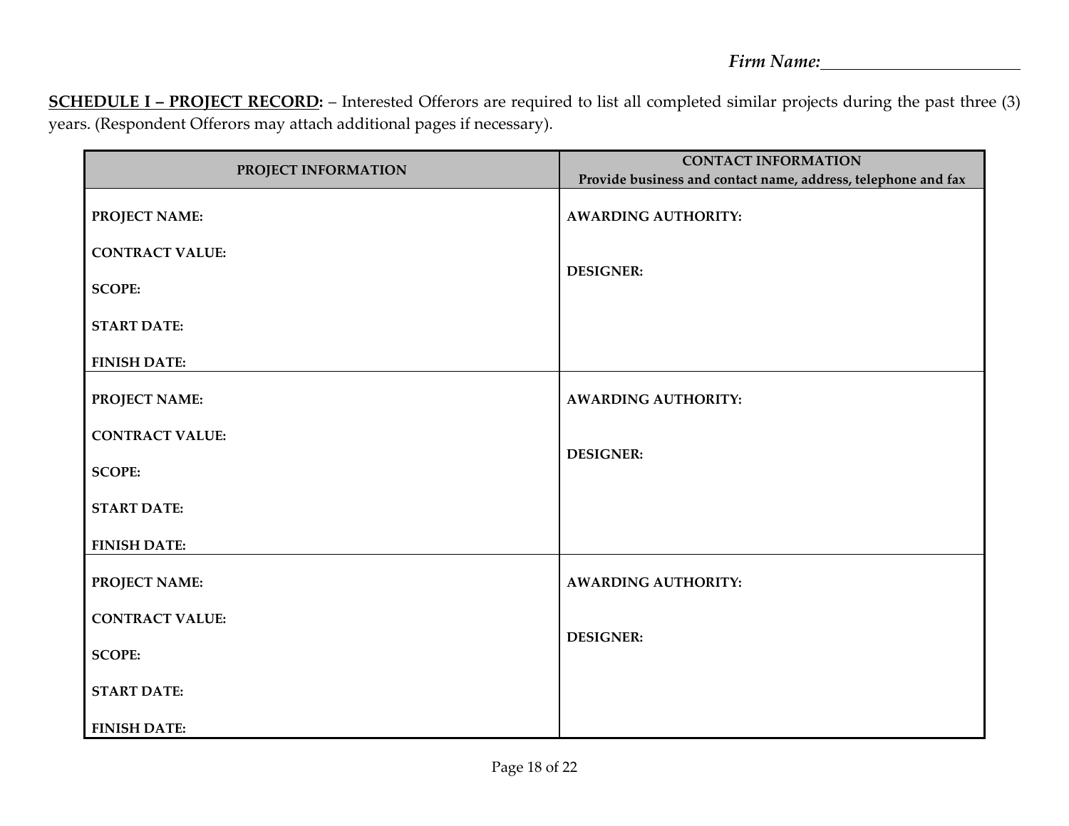*Firm Name:*\_\_\_\_\_\_\_\_\_\_\_\_\_\_\_\_\_\_\_\_\_\_\_\_

**SCHEDULE I – PROJECT RECORD:** – Interested Offerors are required to list all completed similar projects during the past three (3) years. (Respondent Offerors may attach additional pages if necessary).

| PROJECT INFORMATION | CONTACT INFORMATION<br>Provide business and contact name, address, telephone and fax |
|---|---|
| **PROJECT NAME:**<br><br>**CONTRACT VALUE:**<br><br>**SCOPE:**<br><br>**START DATE:**<br><br>**FINISH DATE:** | **AWARDING AUTHORITY:**<br><br>**DESIGNER:** |
| **PROJECT NAME:**<br><br>**CONTRACT VALUE:**<br><br>**SCOPE:**<br><br>**START DATE:**<br><br>**FINISH DATE:** | **AWARDING AUTHORITY:**<br><br>**DESIGNER:** |
| **PROJECT NAME:**<br><br>**CONTRACT VALUE:**<br><br>**SCOPE:**<br><br>**START DATE:**<br><br>**FINISH DATE:** | **AWARDING AUTHORITY:**<br><br>**DESIGNER:** |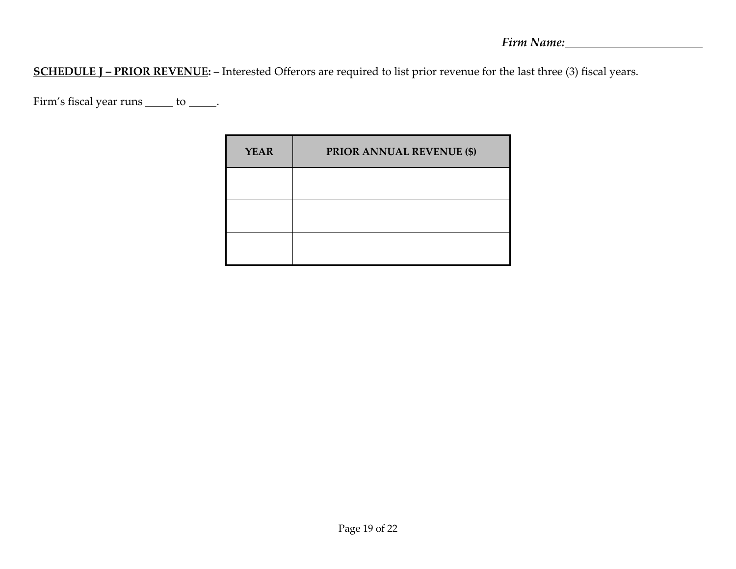*Firm Name:*\_\_\_\_\_\_\_\_\_\_\_\_\_\_\_\_\_\_\_\_\_\_\_

**<u>SCHEDULE J – PRIOR REVENUE</u>:** – Interested Offerors are required to list prior revenue for the last three (3) fiscal years.

Firm's fiscal year runs \_\_\_\_\_ to \_\_\_\_\_.

| YEAR | PRIOR ANNUAL REVENUE ($) |
|---|---|
| | |
| | |
| | |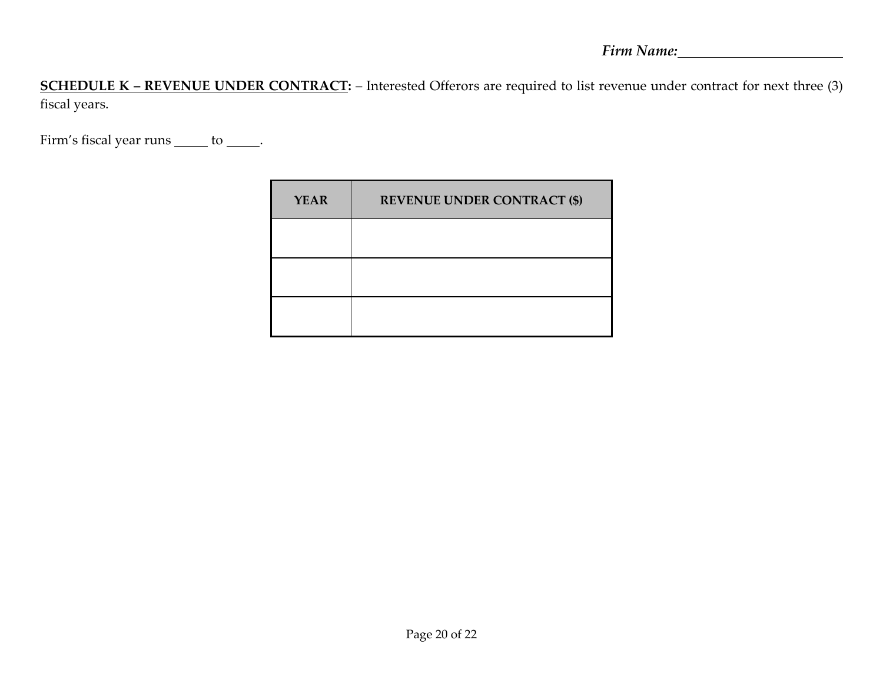*Firm Name:*\_\_\_\_\_\_\_\_\_\_\_\_\_\_\_\_\_\_\_\_\_\_\_\_

**<u>SCHEDULE K – REVENUE UNDER CONTRACT</u>:** – Interested Offerors are required to list revenue under contract for next three (3) fiscal years.

Firm's fiscal year runs \_\_\_\_\_ to \_\_\_\_\_.

| YEAR | REVENUE UNDER CONTRACT ($) |
| --- | --- |
| | |
| | |
| | |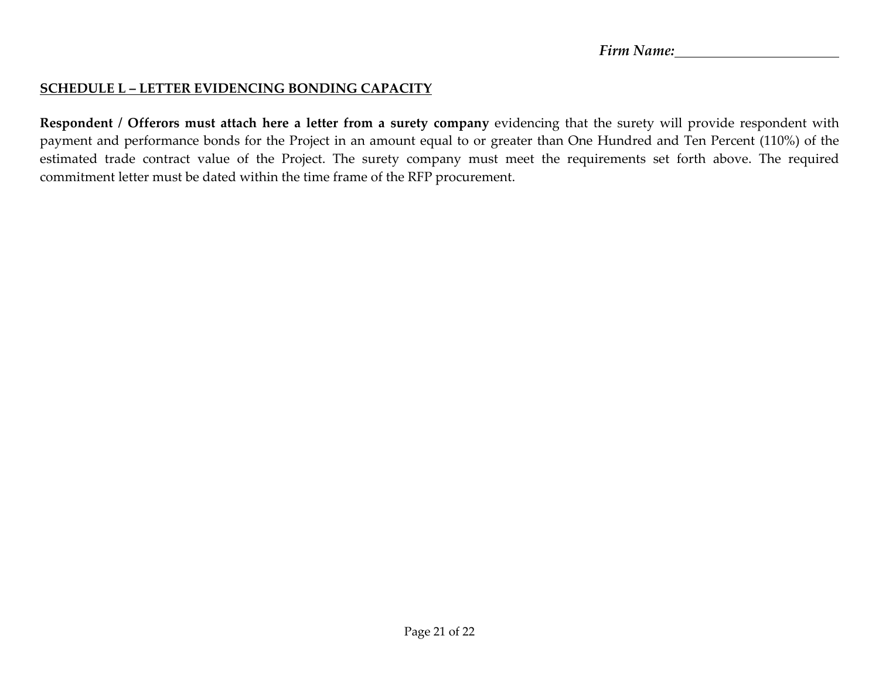*Firm Name:*\_\_\_\_\_\_\_\_\_\_\_\_\_\_\_\_\_\_\_\_\_\_\_

## SCHEDULE L – LETTER EVIDENCING BONDING CAPACITY

**Respondent / Offerors must attach here a letter from a surety company** evidencing that the surety will provide respondent with payment and performance bonds for the Project in an amount equal to or greater than One Hundred and Ten Percent (110%) of the estimated trade contract value of the Project. The surety company must meet the requirements set forth above. The required commitment letter must be dated within the time frame of the RFP procurement.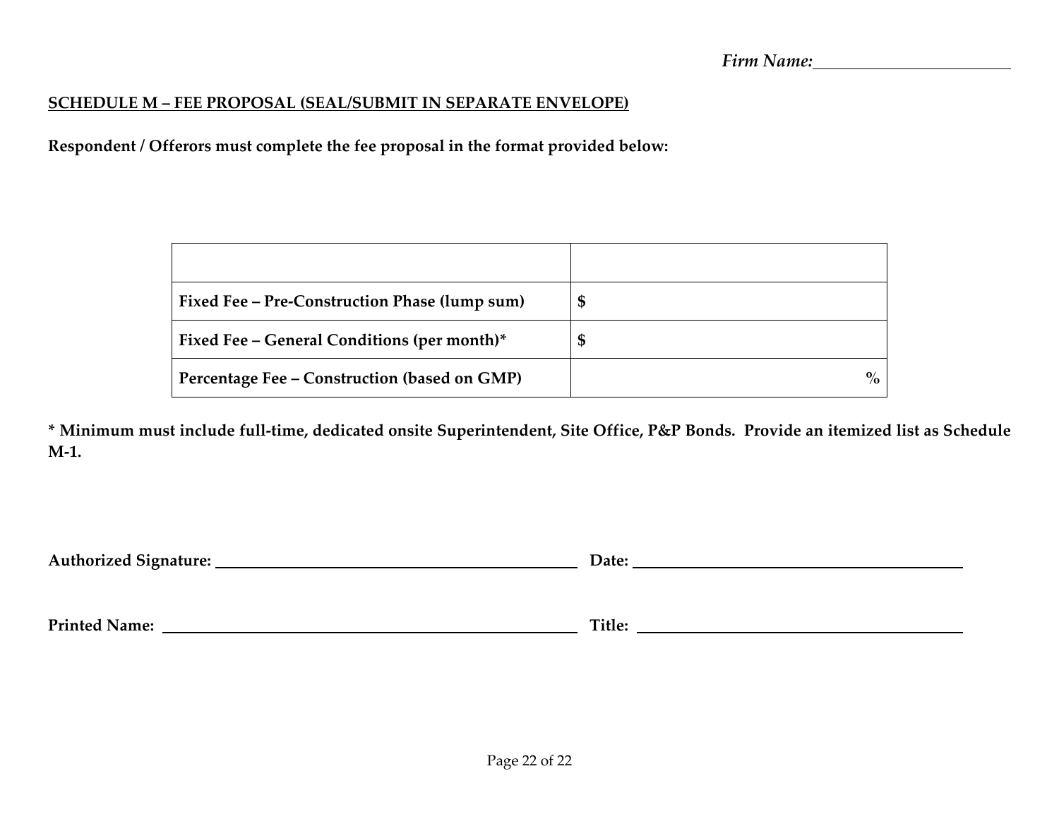*Firm Name:*\_\_\_\_\_\_\_\_\_\_\_\_\_\_\_\_\_\_\_\_\_\_

**SCHEDULE M – FEE PROPOSAL (SEAL/SUBMIT IN SEPARATE ENVELOPE)**

**Respondent / Offerors must complete the fee proposal in the format provided below:**

| | |
|---|---|
| **Fixed Fee – Pre-Construction Phase (lump sum)** | **$** |
| **Fixed Fee – General Conditions (per month)*** | **$** |
| **Percentage Fee – Construction (based on GMP)** | **%** |

**\* Minimum must include full-time, dedicated onsite Superintendent, Site Office, P&P Bonds. Provide an itemized list as Schedule M-1.**

**Authorized Signature:** \_\_\_\_\_\_\_\_\_\_\_\_\_\_\_\_\_\_\_\_\_\_\_\_\_\_\_\_\_\_ **Date:** \_\_\_\_\_\_\_\_\_\_\_\_\_\_\_\_\_\_\_\_\_\_\_\_\_\_\_\_\_\_

**Printed Name:** \_\_\_\_\_\_\_\_\_\_\_\_\_\_\_\_\_\_\_\_\_\_\_\_\_\_\_\_\_\_ **Title:** \_\_\_\_\_\_\_\_\_\_\_\_\_\_\_\_\_\_\_\_\_\_\_\_\_\_\_\_\_\_